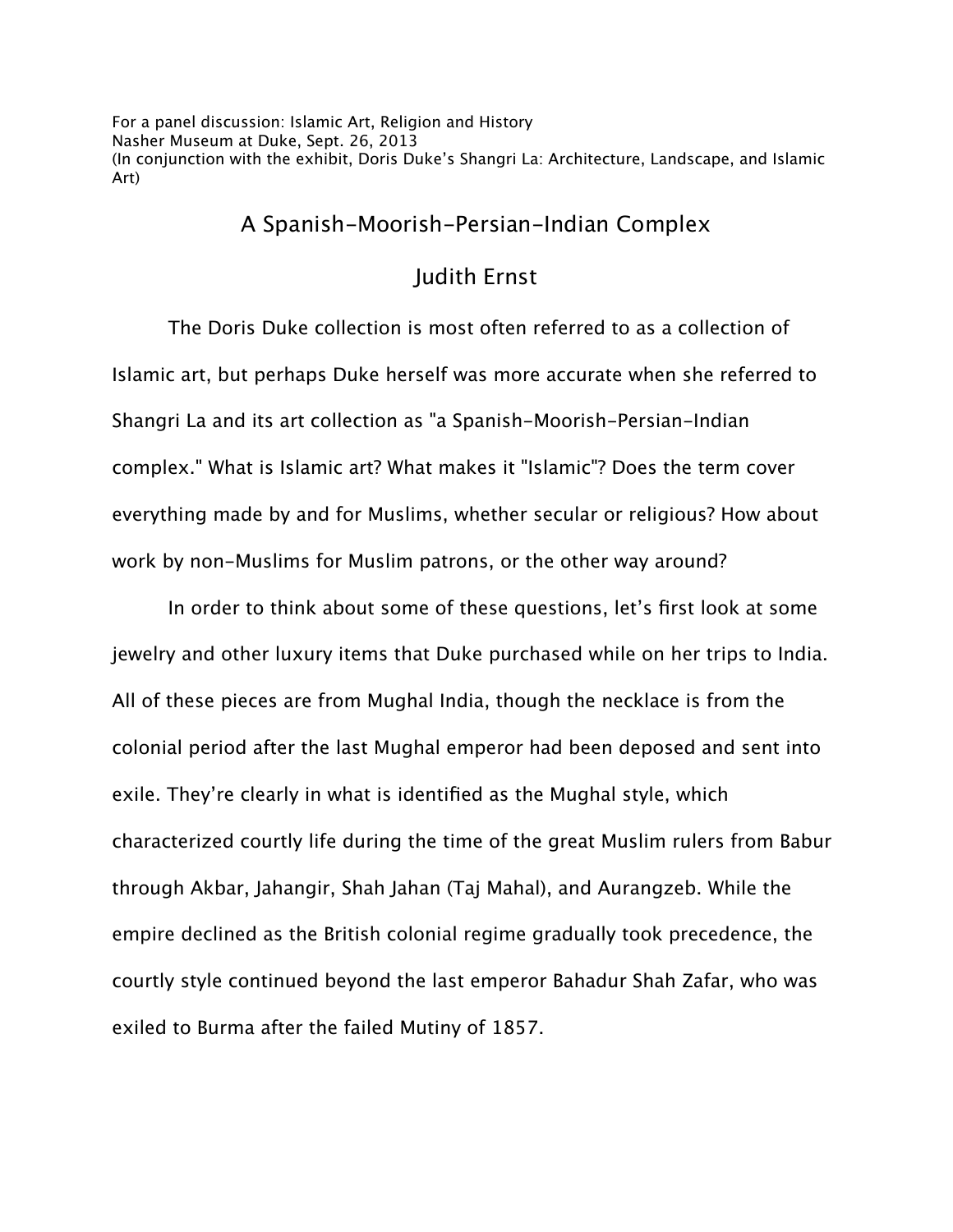For a panel discussion: Islamic Art, Religion and History
Nasher Museum at Duke, Sept. 26, 2013
(In conjunction with the exhibit, Doris Duke's Shangri La: Architecture, Landscape, and Islamic Art)

# A Spanish-Moorish-Persian-Indian Complex

## Judith Ernst

The Doris Duke collection is most often referred to as a collection of Islamic art, but perhaps Duke herself was more accurate when she referred to Shangri La and its art collection as "a Spanish-Moorish-Persian-Indian complex." What is Islamic art? What makes it "Islamic"? Does the term cover everything made by and for Muslims, whether secular or religious? How about work by non-Muslims for Muslim patrons, or the other way around?

In order to think about some of these questions, let's first look at some jewelry and other luxury items that Duke purchased while on her trips to India. All of these pieces are from Mughal India, though the necklace is from the colonial period after the last Mughal emperor had been deposed and sent into exile. They're clearly in what is identified as the Mughal style, which characterized courtly life during the time of the great Muslim rulers from Babur through Akbar, Jahangir, Shah Jahan (Taj Mahal), and Aurangzeb. While the empire declined as the British colonial regime gradually took precedence, the courtly style continued beyond the last emperor Bahadur Shah Zafar, who was exiled to Burma after the failed Mutiny of 1857.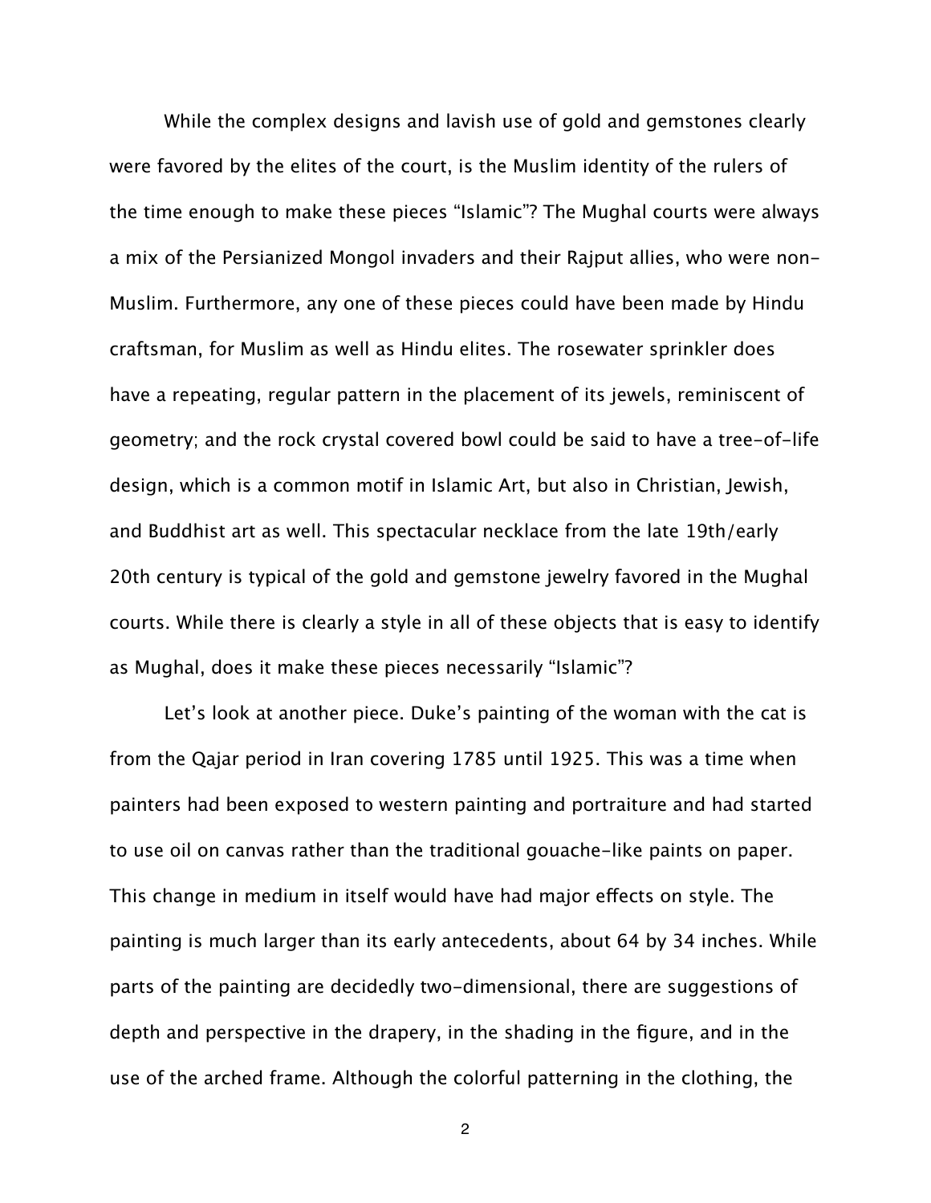While the complex designs and lavish use of gold and gemstones clearly were favored by the elites of the court, is the Muslim identity of the rulers of the time enough to make these pieces "Islamic"? The Mughal courts were always a mix of the Persianized Mongol invaders and their Rajput allies, who were non-Muslim. Furthermore, any one of these pieces could have been made by Hindu craftsman, for Muslim as well as Hindu elites. The rosewater sprinkler does have a repeating, regular pattern in the placement of its jewels, reminiscent of geometry; and the rock crystal covered bowl could be said to have a tree-of-life design, which is a common motif in Islamic Art, but also in Christian, Jewish, and Buddhist art as well. This spectacular necklace from the late 19th/early 20th century is typical of the gold and gemstone jewelry favored in the Mughal courts. While there is clearly a style in all of these objects that is easy to identify as Mughal, does it make these pieces necessarily "Islamic"?

Let's look at another piece. Duke's painting of the woman with the cat is from the Qajar period in Iran covering 1785 until 1925. This was a time when painters had been exposed to western painting and portraiture and had started to use oil on canvas rather than the traditional gouache-like paints on paper. This change in medium in itself would have had major effects on style. The painting is much larger than its early antecedents, about 64 by 34 inches. While parts of the painting are decidedly two-dimensional, there are suggestions of depth and perspective in the drapery, in the shading in the figure, and in the use of the arched frame. Although the colorful patterning in the clothing, the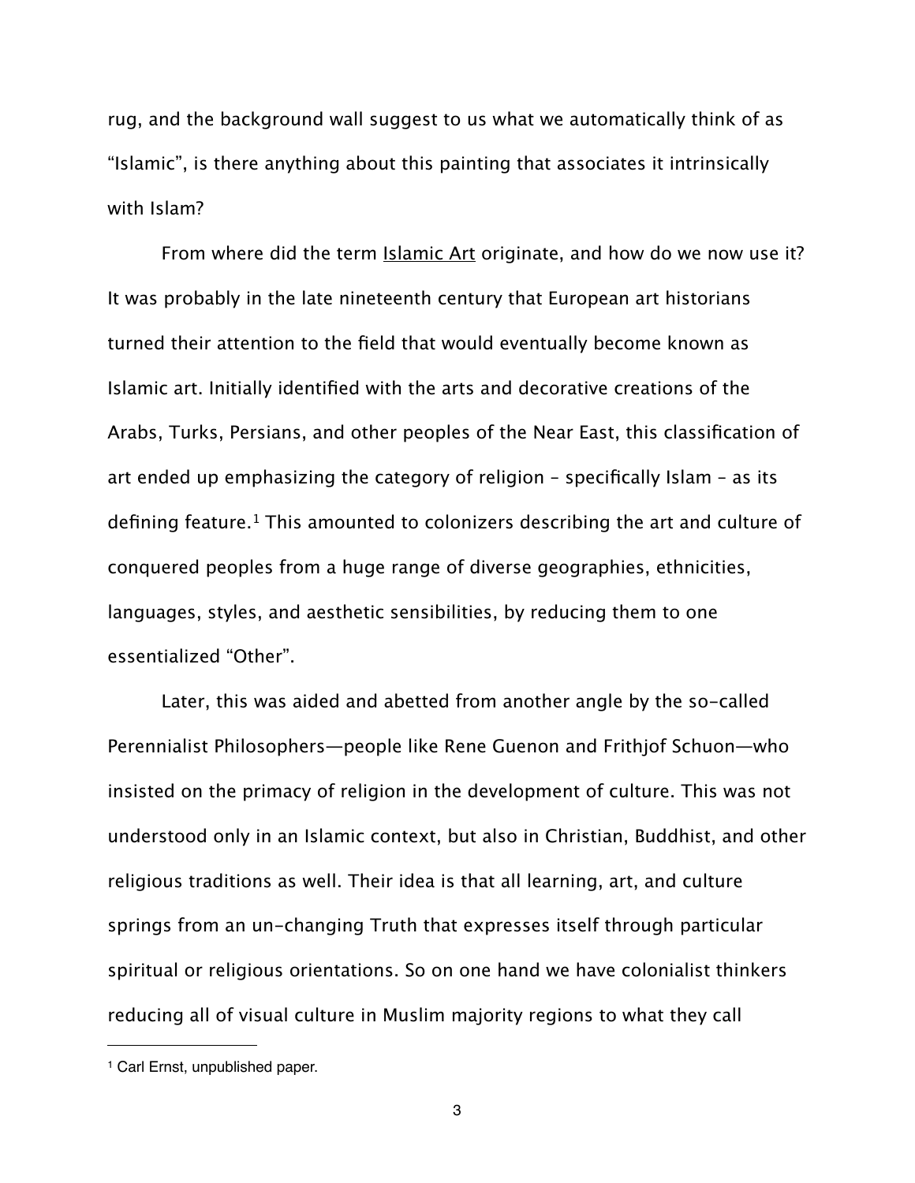rug, and the background wall suggest to us what we automatically think of as "Islamic", is there anything about this painting that associates it intrinsically with Islam?

From where did the term <u>Islamic Art</u> originate, and how do we now use it? It was probably in the late nineteenth century that European art historians turned their attention to the field that would eventually become known as Islamic art. Initially identified with the arts and decorative creations of the Arabs, Turks, Persians, and other peoples of the Near East, this classification of art ended up emphasizing the category of religion – specifically Islam – as its defining feature.[1] This amounted to colonizers describing the art and culture of conquered peoples from a huge range of diverse geographies, ethnicities, languages, styles, and aesthetic sensibilities, by reducing them to one essentialized "Other".

Later, this was aided and abetted from another angle by the so-called Perennialist Philosophers—people like Rene Guenon and Frithjof Schuon—who insisted on the primacy of religion in the development of culture. This was not understood only in an Islamic context, but also in Christian, Buddhist, and other religious traditions as well. Their idea is that all learning, art, and culture springs from an un-changing Truth that expresses itself through particular spiritual or religious orientations. So on one hand we have colonialist thinkers reducing all of visual culture in Muslim majority regions to what they call

---

[1] Carl Ernst, unpublished paper.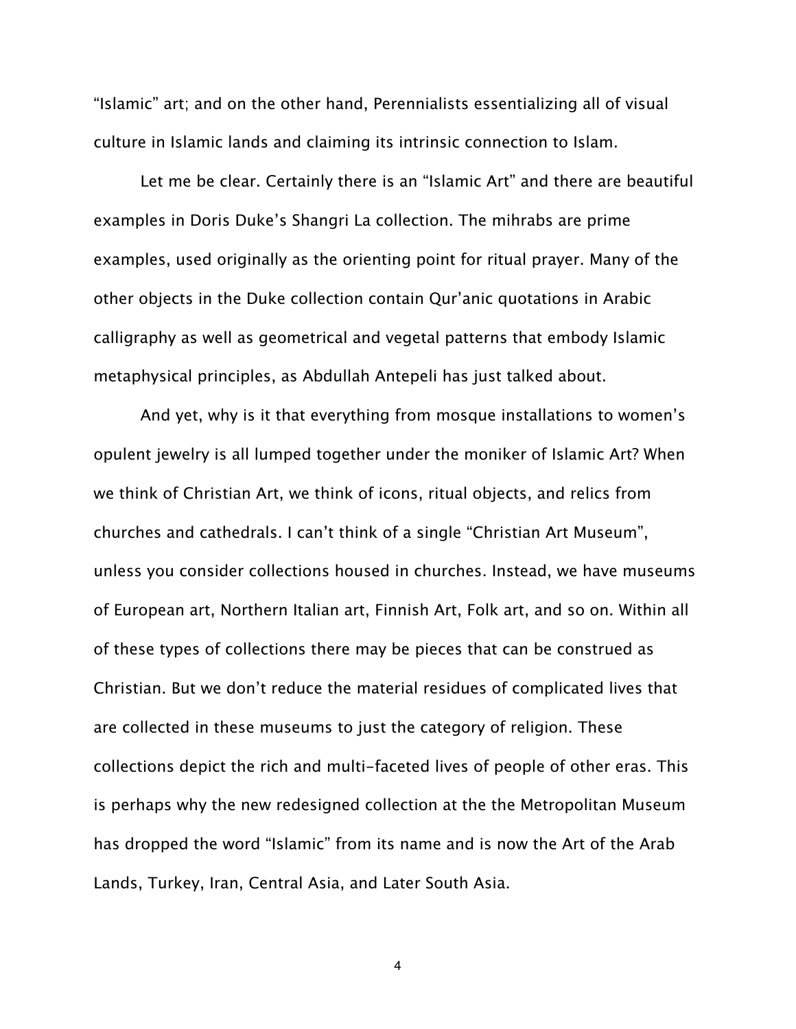"Islamic" art; and on the other hand, Perennialists essentializing all of visual culture in Islamic lands and claiming its intrinsic connection to Islam.

Let me be clear. Certainly there is an "Islamic Art" and there are beautiful examples in Doris Duke's Shangri La collection. The mihrabs are prime examples, used originally as the orienting point for ritual prayer. Many of the other objects in the Duke collection contain Qur'anic quotations in Arabic calligraphy as well as geometrical and vegetal patterns that embody Islamic metaphysical principles, as Abdullah Antepeli has just talked about.

And yet, why is it that everything from mosque installations to women's opulent jewelry is all lumped together under the moniker of Islamic Art? When we think of Christian Art, we think of icons, ritual objects, and relics from churches and cathedrals. I can't think of a single "Christian Art Museum", unless you consider collections housed in churches. Instead, we have museums of European art, Northern Italian art, Finnish Art, Folk art, and so on. Within all of these types of collections there may be pieces that can be construed as Christian. But we don't reduce the material residues of complicated lives that are collected in these museums to just the category of religion. These collections depict the rich and multi-faceted lives of people of other eras. This is perhaps why the new redesigned collection at the the Metropolitan Museum has dropped the word "Islamic" from its name and is now the Art of the Arab Lands, Turkey, Iran, Central Asia, and Later South Asia.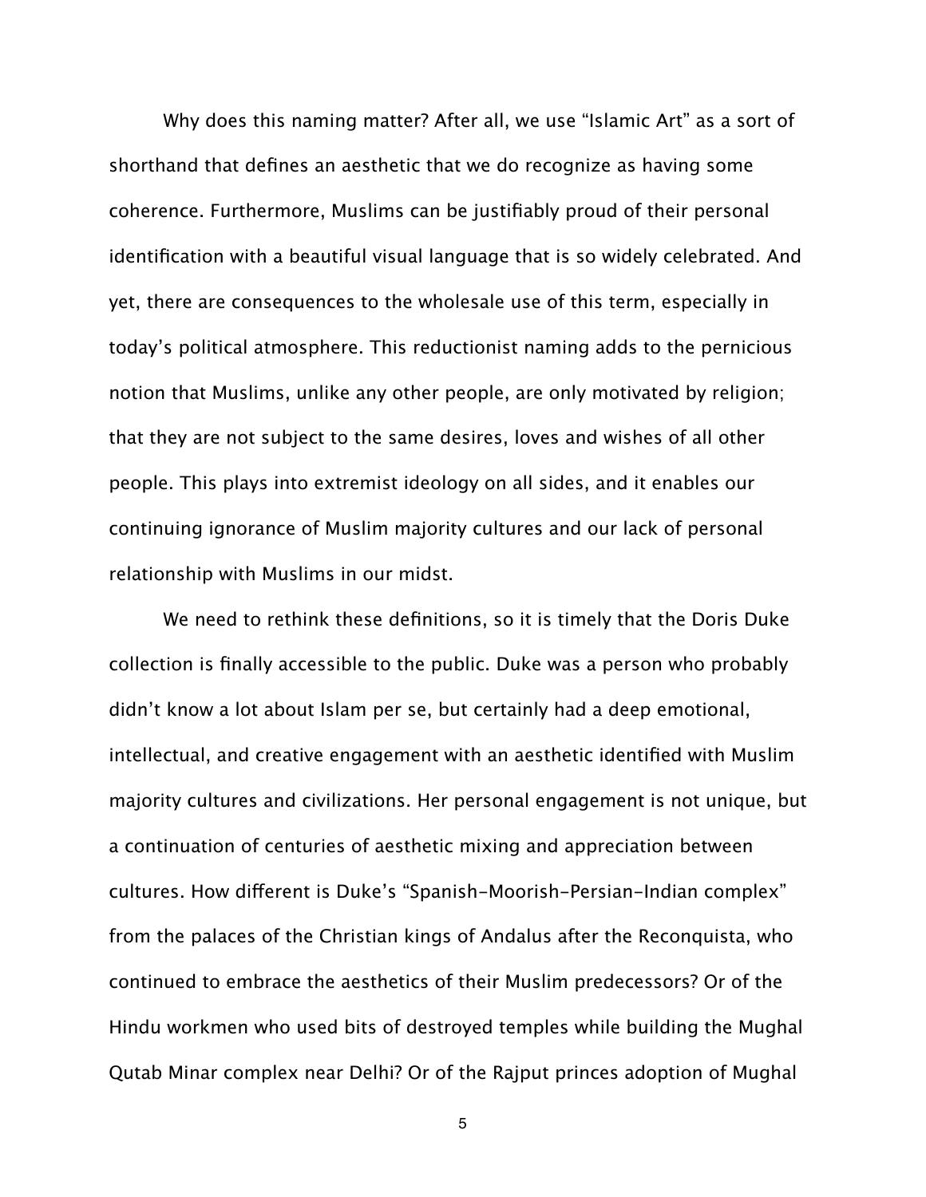Why does this naming matter? After all, we use "Islamic Art" as a sort of shorthand that defines an aesthetic that we do recognize as having some coherence. Furthermore, Muslims can be justifiably proud of their personal identification with a beautiful visual language that is so widely celebrated. And yet, there are consequences to the wholesale use of this term, especially in today's political atmosphere. This reductionist naming adds to the pernicious notion that Muslims, unlike any other people, are only motivated by religion; that they are not subject to the same desires, loves and wishes of all other people. This plays into extremist ideology on all sides, and it enables our continuing ignorance of Muslim majority cultures and our lack of personal relationship with Muslims in our midst.

We need to rethink these definitions, so it is timely that the Doris Duke collection is finally accessible to the public. Duke was a person who probably didn't know a lot about Islam per se, but certainly had a deep emotional, intellectual, and creative engagement with an aesthetic identified with Muslim majority cultures and civilizations. Her personal engagement is not unique, but a continuation of centuries of aesthetic mixing and appreciation between cultures. How different is Duke's "Spanish-Moorish-Persian-Indian complex" from the palaces of the Christian kings of Andalus after the Reconquista, who continued to embrace the aesthetics of their Muslim predecessors? Or of the Hindu workmen who used bits of destroyed temples while building the Mughal Qutab Minar complex near Delhi? Or of the Rajput princes adoption of Mughal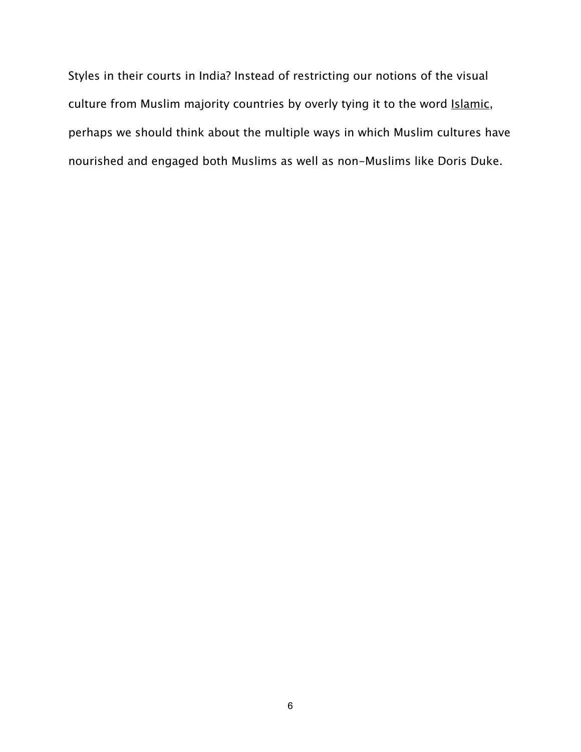Styles in their courts in India? Instead of restricting our notions of the visual culture from Muslim majority countries by overly tying it to the word <u>Islamic</u>, perhaps we should think about the multiple ways in which Muslim cultures have nourished and engaged both Muslims as well as non-Muslims like Doris Duke.